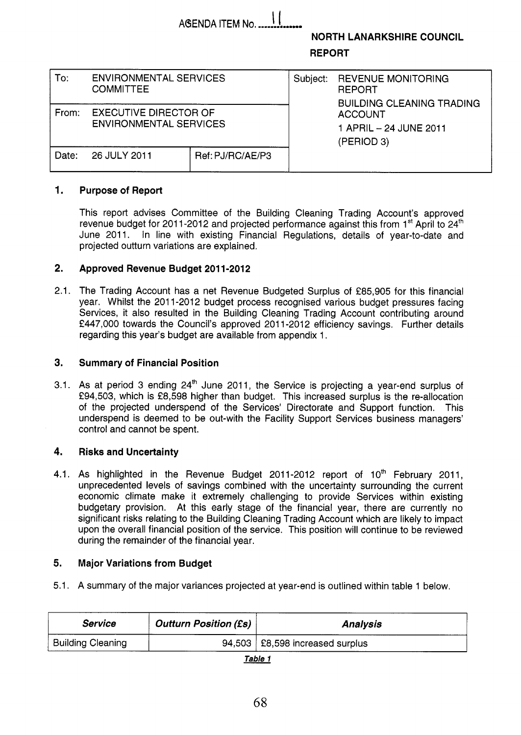AGENDA ITEM No. 11

**NORTH LANARKSHIRE COUNCIL**

**REPORT**

| To: ENVIRONMENTAL SERVICES COMMITTEE | | Subject: REVENUE MONITORING REPORT BUILDING CLEANING TRADING ACCOUNT 1 APRIL – 24 JUNE 2011 (PERIOD 3) |
|---|---|---|
| From: EXECUTIVE DIRECTOR OF ENVIRONMENTAL SERVICES | | |
| Date: 26 JULY 2011 | Ref: PJ/RC/AE/P3 | |

## 1. Purpose of Report

This report advises Committee of the Building Cleaning Trading Account's approved revenue budget for 2011-2012 and projected performance against this from 1st April to 24th June 2011. In line with existing Financial Regulations, details of year-to-date and projected outturn variations are explained.

## 2. Approved Revenue Budget 2011-2012

2.1. The Trading Account has a net Revenue Budgeted Surplus of £85,905 for this financial year. Whilst the 2011-2012 budget process recognised various budget pressures facing Services, it also resulted in the Building Cleaning Trading Account contributing around £447,000 towards the Council's approved 2011-2012 efficiency savings. Further details regarding this year's budget are available from appendix 1.

## 3. Summary of Financial Position

3.1. As at period 3 ending 24th June 2011, the Service is projecting a year-end surplus of £94,503, which is £8,598 higher than budget. This increased surplus is the re-allocation of the projected underspend of the Services' Directorate and Support function. This underspend is deemed to be out-with the Facility Support Services business managers' control and cannot be spent.

## 4. Risks and Uncertainty

4.1. As highlighted in the Revenue Budget 2011-2012 report of 10th February 2011, unprecedented levels of savings combined with the uncertainty surrounding the current economic climate make it extremely challenging to provide Services within existing budgetary provision. At this early stage of the financial year, there are currently no significant risks relating to the Building Cleaning Trading Account which are likely to impact upon the overall financial position of the service. This position will continue to be reviewed during the remainder of the financial year.

## 5. Major Variations from Budget

5.1. A summary of the major variances projected at year-end is outlined within table 1 below.

| *Service* | *Outturn Position (£s)* | *Analysis* |
|---|---|---|
| Building Cleaning | 94,503 | £8,598 increased surplus |

*Table 1*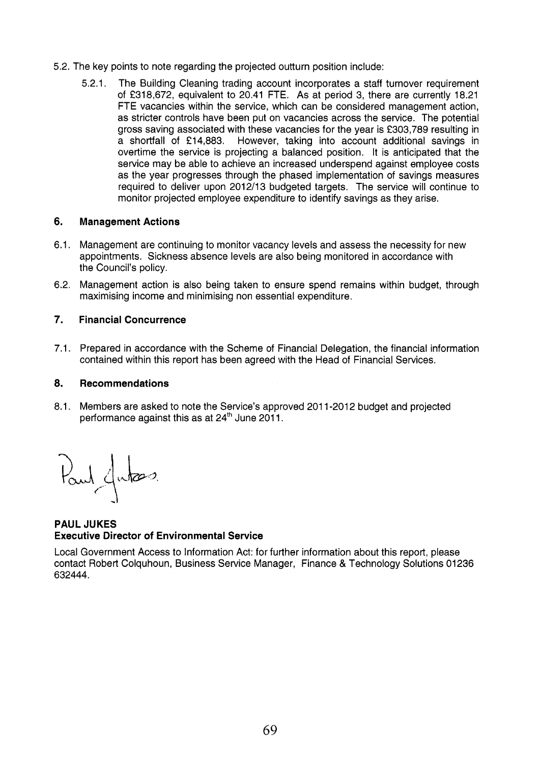5.2. The key points to note regarding the projected outturn position include:

5.2.1. The Building Cleaning trading account incorporates a staff turnover requirement of £318,672, equivalent to 20.41 FTE. As at period 3, there are currently 18.21 FTE vacancies within the service, which can be considered management action, as stricter controls have been put on vacancies across the service. The potential gross saving associated with these vacancies for the year is £303,789 resulting in a shortfall of £14,883. However, taking into account additional savings in overtime the service is projecting a balanced position. It is anticipated that the service may be able to achieve an increased underspend against employee costs as the year progresses through the phased implementation of savings measures required to deliver upon 2012/13 budgeted targets. The service will continue to monitor projected employee expenditure to identify savings as they arise.

## 6. Management Actions

6.1. Management are continuing to monitor vacancy levels and assess the necessity for new appointments. Sickness absence levels are also being monitored in accordance with the Council's policy.

6.2. Management action is also being taken to ensure spend remains within budget, through maximising income and minimising non essential expenditure.

## 7. Financial Concurrence

7.1. Prepared in accordance with the Scheme of Financial Delegation, the financial information contained within this report has been agreed with the Head of Financial Services.

## 8. Recommendations

8.1. Members are asked to note the Service's approved 2011-2012 budget and projected performance against this as at 24th June 2011.

Paul Jukes

**PAUL JUKES**
**Executive Director of Environmental Service**

Local Government Access to Information Act: for further information about this report, please contact Robert Colquhoun, Business Service Manager, Finance & Technology Solutions 01236 632444.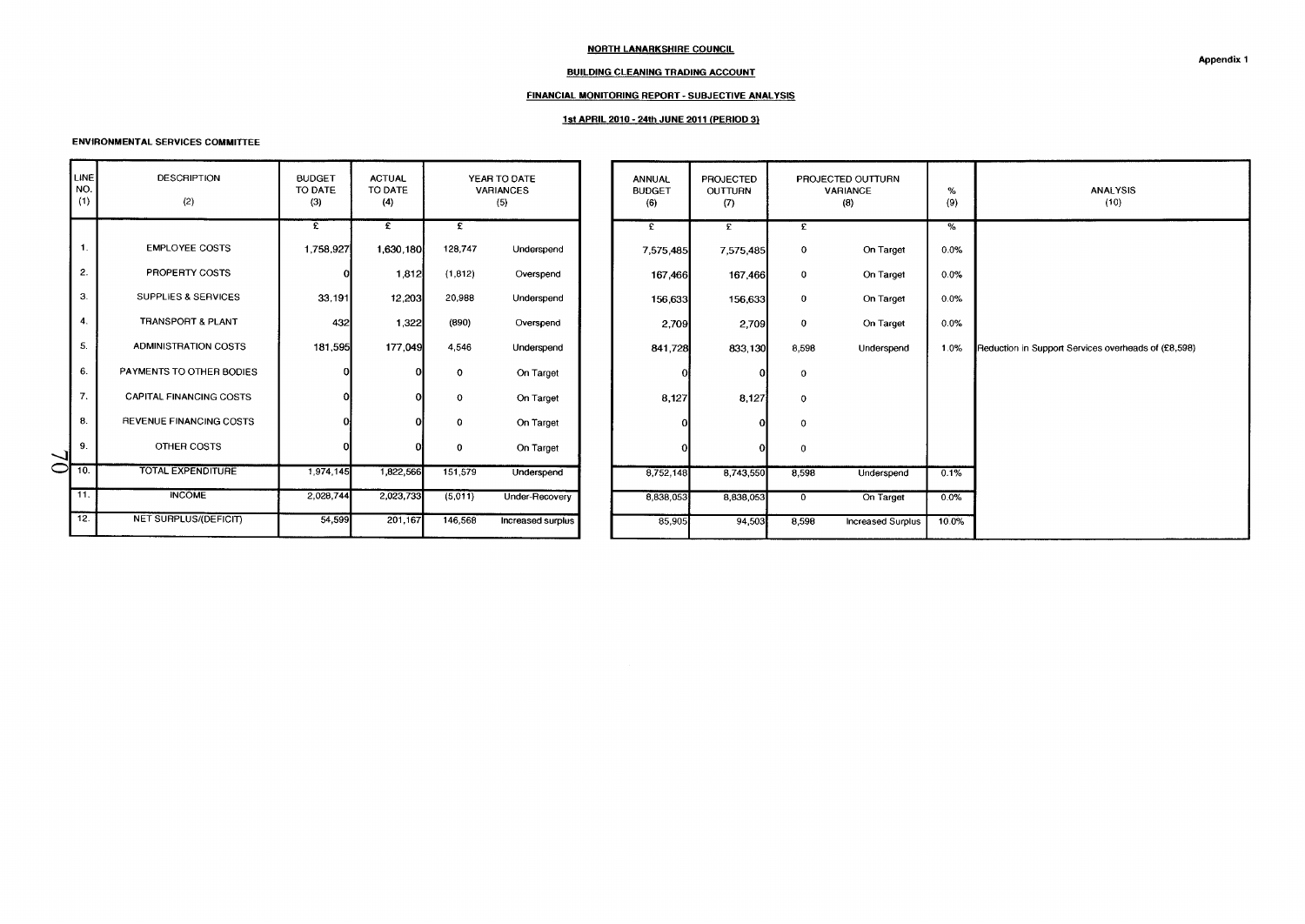**Appendix 1**

**NORTH LANARKSHIRE COUNCIL**

**BUILDING CLEANING TRADING ACCOUNT**

**FINANCIAL MONITORING REPORT - SUBJECTIVE ANALYSIS**

**1st APRIL 2010 - 24th JUNE 2011 (PERIOD 3)**

**ENVIRONMENTAL SERVICES COMMITTEE**

| LINE NO. (1) | DESCRIPTION (2) | BUDGET TO DATE (3) | ACTUAL TO DATE (4) | YEAR TO DATE VARIANCES (5) | | ANNUAL BUDGET (6) | PROJECTED OUTTURN (7) | PROJECTED OUTTURN VARIANCE (8) | | % (9) | ANALYSIS (10) |
|---|---|---|---|---|---|---|---|---|---|---|---|
| | | £ | £ | £ | | £ | £ | £ | | % | |
| 1. | EMPLOYEE COSTS | 1,758,927 | 1,630,180 | 128,747 | Underspend | 7,575,485 | 7,575,485 | 0 | On Target | 0.0% | |
| 2. | PROPERTY COSTS | 0 | 1,812 | (1,812) | Overspend | 167,466 | 167,466 | 0 | On Target | 0.0% | |
| 3. | SUPPLIES & SERVICES | 33,191 | 12,203 | 20,988 | Underspend | 156,633 | 156,633 | 0 | On Target | 0.0% | |
| 4. | TRANSPORT & PLANT | 432 | 1,322 | (890) | Overspend | 2,709 | 2,709 | 0 | On Target | 0.0% | |
| 5. | ADMINISTRATION COSTS | 181,595 | 177,049 | 4,546 | Underspend | 841,728 | 833,130 | 8,598 | Underspend | 1.0% | Reduction in Support Services overheads of (£8,598) |
| 6. | PAYMENTS TO OTHER BODIES | 0 | 0 | 0 | On Target | 0 | 0 | 0 | | | |
| 7. | CAPITAL FINANCING COSTS | 0 | 0 | 0 | On Target | 8,127 | 8,127 | 0 | | | |
| 8. | REVENUE FINANCING COSTS | 0 | 0 | 0 | On Target | 0 | 0 | 0 | | | |
| 9. | OTHER COSTS | 0 | 0 | 0 | On Target | 0 | 0 | 0 | | | |
| 10. | TOTAL EXPENDITURE | 1,974,145 | 1,822,566 | 151,579 | Underspend | 8,752,148 | 8,743,550 | 8,598 | Underspend | 0.1% | |
| 11. | INCOME | 2,028,744 | 2,023,733 | (5,011) | Under-Recovery | 8,838,053 | 8,838,053 | 0 | On Target | 0.0% | |
| 12. | NET SURPLUS/(DEFICIT) | 54,599 | 201,167 | 146,568 | Increased surplus | 85,905 | 94,503 | 8,598 | Increased Surplus | 10.0% | |